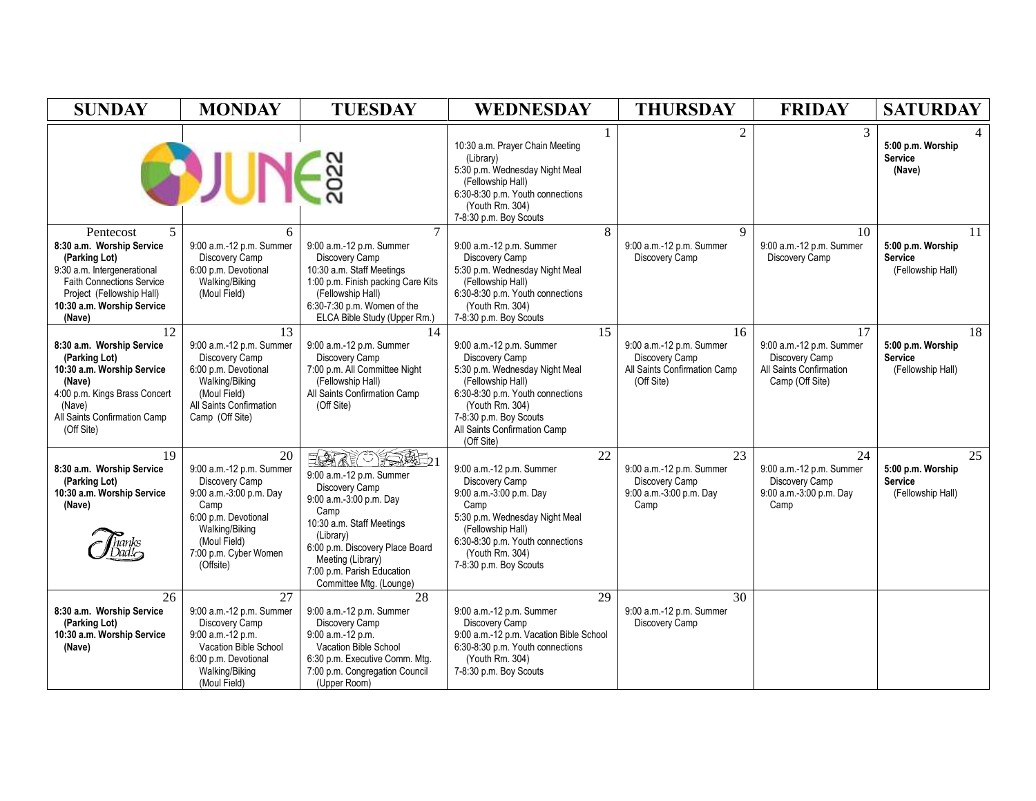# JUNE 2022

| SUNDAY | MONDAY | TUESDAY | WEDNESDAY | THURSDAY | FRIDAY | SATURDAY |
|---|---|---|---|---|---|---|
| | | | 1<br>10:30 a.m. Prayer Chain Meeting (Library)<br>5:30 p.m. Wednesday Night Meal (Fellowship Hall)<br>6:30-8:30 p.m. Youth connections (Youth Rm. 304)<br>7-8:30 p.m. Boy Scouts | 2 | 3 | 4<br>**5:00 p.m. Worship Service (Nave)** |
| 5 Pentecost<br>**8:30 a.m. Worship Service (Parking Lot)**<br>9:30 a.m. Intergenerational Faith Connections Service Project (Fellowship Hall)<br>**10:30 a.m. Worship Service (Nave)** | 6<br>9:00 a.m.-12 p.m. Summer Discovery Camp<br>6:00 p.m. Devotional Walking/Biking (Moul Field) | 7<br>9:00 a.m.-12 p.m. Summer Discovery Camp<br>10:30 a.m. Staff Meetings<br>1:00 p.m. Finish packing Care Kits (Fellowship Hall)<br>6:30-7:30 p.m. Women of the ELCA Bible Study (Upper Rm.) | 8<br>9:00 a.m.-12 p.m. Summer Discovery Camp<br>5:30 p.m. Wednesday Night Meal (Fellowship Hall)<br>6:30-8:30 p.m. Youth connections (Youth Rm. 304)<br>7-8:30 p.m. Boy Scouts | 9<br>9:00 a.m.-12 p.m. Summer Discovery Camp | 10<br>9:00 a.m.-12 p.m. Summer Discovery Camp | 11<br>**5:00 p.m. Worship Service** (Fellowship Hall) |
| 12<br>**8:30 a.m. Worship Service (Parking Lot)**<br>**10:30 p.m. Worship Service (Nave)**<br>4:00 p.m. Kings Brass Concert (Nave)<br>All Saints Confirmation Camp (Off Site) | 13<br>9:00 a.m.-12 p.m. Summer Discovery Camp<br>6:00 p.m. Devotional Walking/Biking (Moul Field)<br>All Saints Confirmation Camp (Off Site) | 14<br>9:00 a.m.-12 p.m. Summer Discovery Camp<br>7:00 p.m. All Committee Night (Fellowship Hall)<br>All Saints Confirmation Camp (Off Site) | 15<br>9:00 a.m.-12 p.m. Summer Discovery Camp<br>5:30 p.m. Wednesday Night Meal (Fellowship Hall)<br>6:30-8:30 p.m. Youth connections (Youth Rm. 304)<br>7-8:30 p.m. Boy Scouts<br>All Saints Confirmation Camp (Off Site) | 16<br>9:00 a.m.-12 p.m. Summer Discovery Camp<br>All Saints Confirmation Camp (Off Site) | 17<br>9:00 a.m.-12 p.m. Summer Discovery Camp<br>All Saints Confirmation Camp (Off Site) | 18<br>**5:00 p.m. Worship Service** (Fellowship Hall) |
| 19<br>**8:30 a.m. Worship Service (Parking Lot)**<br>**10:30 a.m. Worship Service (Nave)**<br>Thanks Dad! | 20<br>9:00 a.m.-12 p.m. Summer Discovery Camp<br>9:00 a.m.-3:00 p.m. Day Camp<br>6:00 p.m. Devotional Walking/Biking (Moul Field)<br>7:00 p.m. Cyber Women (Offsite) | 21<br>9:00 a.m.-12 p.m. Summer Discovery Camp<br>9:00 a.m.-3:00 p.m. Day Camp<br>10:30 a.m. Staff Meetings (Library)<br>6:00 p.m. Discovery Place Board Meeting (Library)<br>7:00 p.m. Parish Education Committee Mtg. (Lounge) | 22<br>9:00 a.m.-12 p.m. Summer Discovery Camp<br>9:00 a.m.-3:00 p.m. Day Camp<br>5:30 p.m. Wednesday Night Meal (Fellowship Hall)<br>6:30-8:30 p.m. Youth connections (Youth Rm. 304)<br>7-8:30 p.m. Boy Scouts | 23<br>9:00 a.m.-12 p.m. Summer Discovery Camp<br>9:00 a.m.-3:00 p.m. Day Camp | 24<br>9:00 a.m.-12 p.m. Summer Discovery Camp<br>9:00 a.m.-3:00 p.m. Day Camp | 25<br>**5:00 p.m. Worship Service** (Fellowship Hall) |
| 26<br>**8:30 a.m. Worship Service (Parking Lot)**<br>**10:30 a.m. Worship Service (Nave)** | 27<br>9:00 a.m.-12 p.m. Summer Discovery Camp<br>9:00 a.m.-12 p.m. Vacation Bible School<br>6:00 p.m. Devotional Walking/Biking (Moul Field) | 28<br>9:00 a.m.-12 p.m. Summer Discovery Camp<br>9:00 a.m.-12 p.m. Vacation Bible School<br>6:30 p.m. Executive Comm. Mtg.<br>7:00 p.m. Congregation Council (Upper Room) | 29<br>9:00 a.m.-12 p.m. Summer Discovery Camp<br>9:00 a.m.-12 p.m. Vacation Bible School<br>6:30-8:30 p.m. Youth connections (Youth Rm. 304)<br>7-8:30 p.m. Boy Scouts | 30<br>9:00 a.m.-12 p.m. Summer Discovery Camp | | |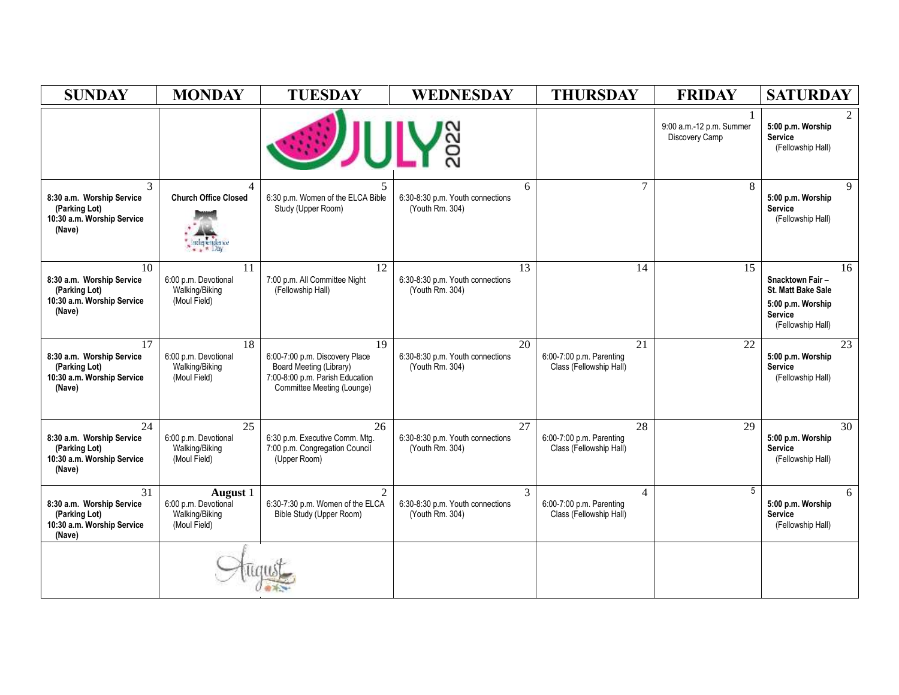# JULY 2022

| SUNDAY | MONDAY | TUESDAY | WEDNESDAY | THURSDAY | FRIDAY | SATURDAY |
|---|---|---|---|---|---|---|
| | | | | | 1<br>9:00 a.m.-12 p.m. Summer Discovery Camp | 2<br>**5:00 p.m. Worship Service**<br>(Fellowship Hall) |
| 3<br>**8:30 a.m. Worship Service (Parking Lot)**<br>**10:30 a.m. Worship Service (Nave)** | 4<br>**Church Office Closed**<br>Independence Day | 5<br>6:30 p.m. Women of the ELCA Bible Study (Upper Room) | 6<br>6:30-8:30 p.m. Youth connections (Youth Rm. 304) | 7 | 8 | 9<br>**5:00 p.m. Worship Service**<br>(Fellowship Hall) |
| 10<br>**8:30 a.m. Worship Service (Parking Lot)**<br>**10:30 a.m. Worship Service (Nave)** | 11<br>6:00 p.m. Devotional Walking/Biking (Moul Field) | 12<br>7:00 p.m. All Committee Night (Fellowship Hall) | 13<br>6:30-8:30 p.m. Youth connections (Youth Rm. 304) | 14 | 15 | 16<br>**Snacktown Fair – St. Matt Bake Sale**<br>**5:00 p.m. Worship Service**<br>(Fellowship Hall) |
| 17<br>**8:30 a.m. Worship Service (Parking Lot)**<br>**10:30 a.m. Worship Service (Nave)** | 18<br>6:00 p.m. Devotional Walking/Biking (Moul Field) | 19<br>6:00-7:00 p.m. Discovery Place Board Meeting (Library)<br>7:00-8:00 p.m. Parish Education Committee Meeting (Lounge) | 20<br>6:30-8:30 p.m. Youth connections (Youth Rm. 304) | 21<br>6:00-7:00 p.m. Parenting Class (Fellowship Hall) | 22 | 23<br>**5:00 p.m. Worship Service**<br>(Fellowship Hall) |
| 24<br>**8:30 a.m. Worship Service (Parking Lot)**<br>**10:30 a.m. Worship Service (Nave)** | 25<br>6:00 p.m. Devotional Walking/Biking (Moul Field) | 26<br>6:30 p.m. Executive Comm. Mtg.<br>7:00 p.m. Congregation Council (Upper Room) | 27<br>6:30-8:30 p.m. Youth connections (Youth Rm. 304) | 28<br>6:00-7:00 p.m. Parenting Class (Fellowship Hall) | 29 | 30<br>**5:00 p.m. Worship Service**<br>(Fellowship Hall) |
| 31<br>**8:30 a.m. Worship Service (Parking Lot)**<br>**10:30 a.m. Worship Service (Nave)** | **August** 1<br>6:00 p.m. Devotional Walking/Biking (Moul Field) | 2<br>6:30-7:30 p.m. Women of the ELCA Bible Study (Upper Room) | 3<br>6:30-8:30 p.m. Youth connections (Youth Rm. 304) | 4<br>6:00-7:00 p.m. Parenting Class (Fellowship Hall) | 5 | 6<br>**5:00 p.m. Worship Service**<br>(Fellowship Hall) |
| | August | | | | | |